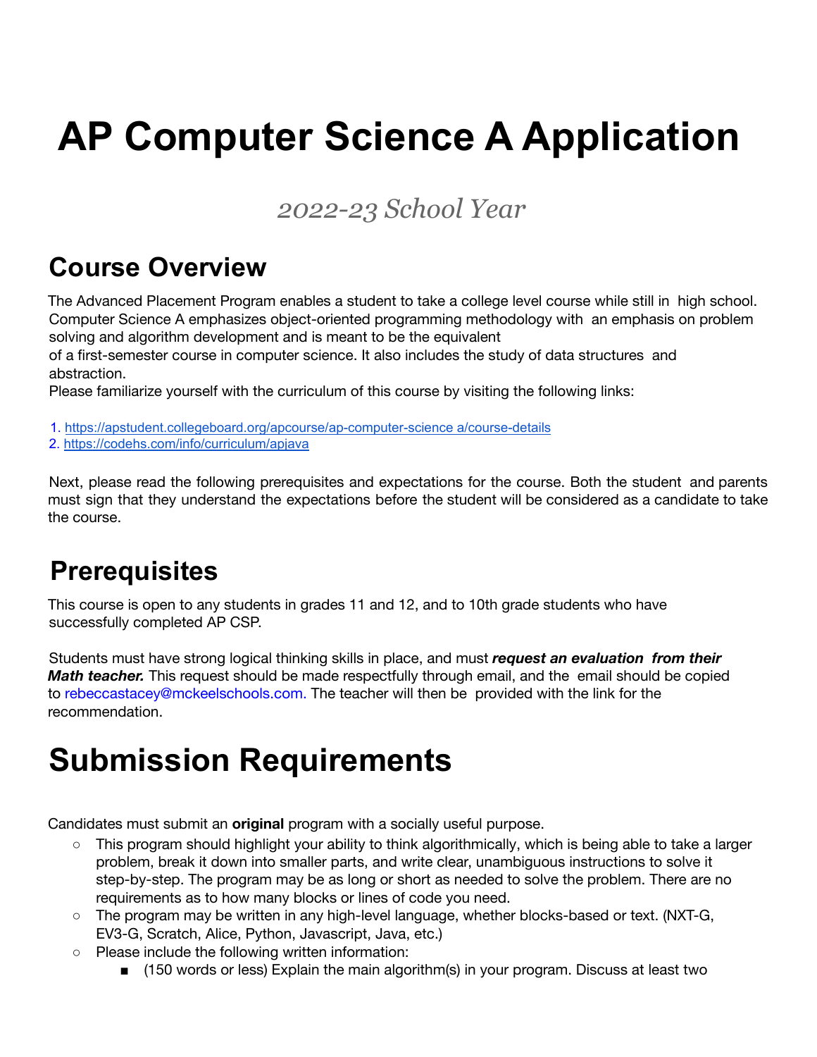# AP Computer Science A Application

*2022-23 School Year*

## Course Overview

The Advanced Placement Program enables a student to take a college level course while still in high school. Computer Science A emphasizes object-oriented programming methodology with an emphasis on problem solving and algorithm development and is meant to be the equivalent of a first-semester course in computer science. It also includes the study of data structures and abstraction.

Please familiarize yourself with the curriculum of this course by visiting the following links:

1. https://apstudent.collegeboard.org/apcourse/ap-computer-science a/course-details
2. https://codehs.com/info/curriculum/apjava

Next, please read the following prerequisites and expectations for the course. Both the student and parents must sign that they understand the expectations before the student will be considered as a candidate to take the course.

## Prerequisites

This course is open to any students in grades 11 and 12, and to 10th grade students who have successfully completed AP CSP.

Students must have strong logical thinking skills in place, and must ***request an evaluation from their Math teacher.*** This request should be made respectfully through email, and the email should be copied to rebeccastacey@mckeelschools.com. The teacher will then be provided with the link for the recommendation.

# Submission Requirements

Candidates must submit an **original** program with a socially useful purpose.

- This program should highlight your ability to think algorithmically, which is being able to take a larger problem, break it down into smaller parts, and write clear, unambiguous instructions to solve it step-by-step. The program may be as long or short as needed to solve the problem. There are no requirements as to how many blocks or lines of code you need.
- The program may be written in any high-level language, whether blocks-based or text. (NXT-G, EV3-G, Scratch, Alice, Python, Javascript, Java, etc.)
- Please include the following written information:
    - (150 words or less) Explain the main algorithm(s) in your program. Discuss at least two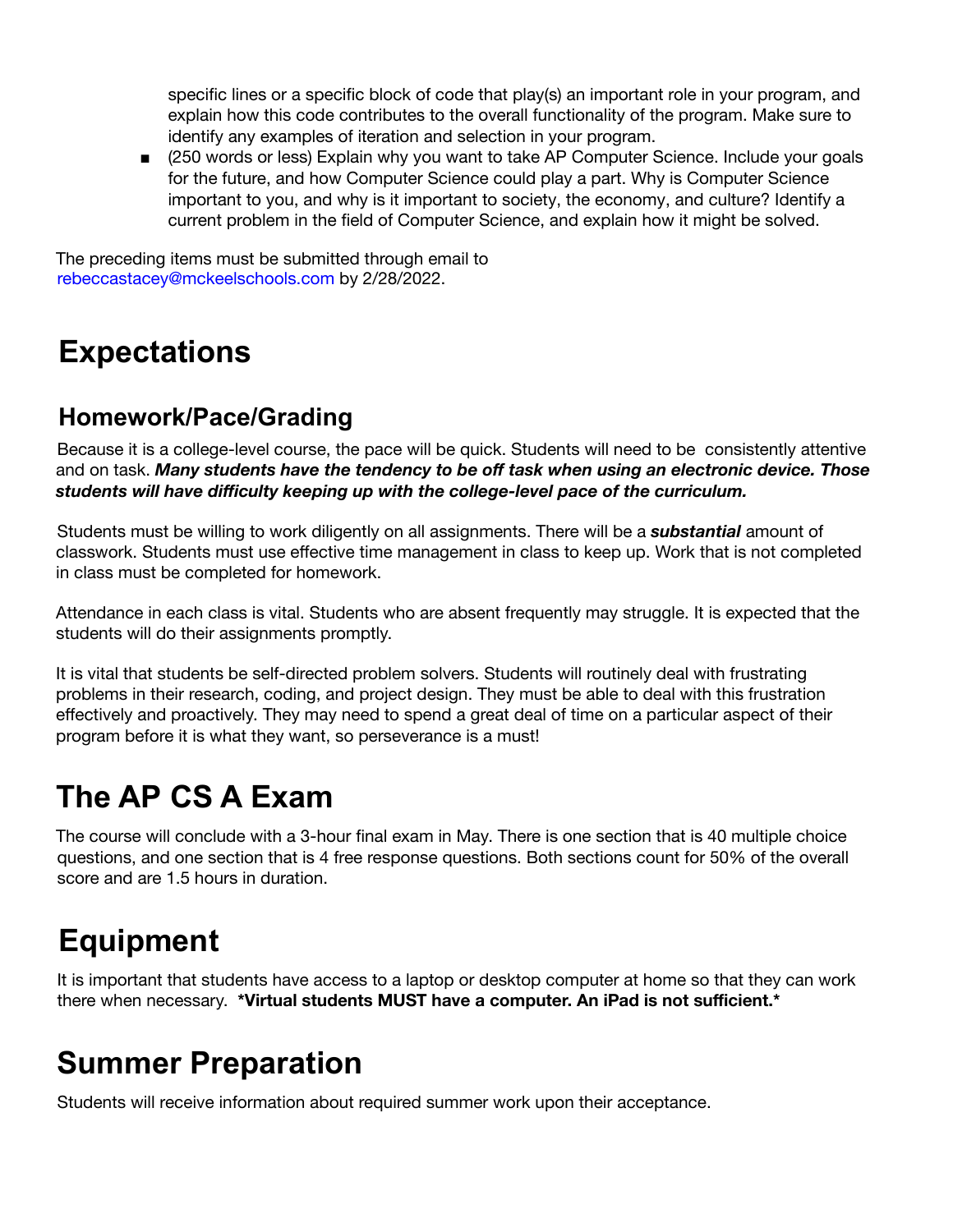specific lines or a specific block of code that play(s) an important role in your program, and explain how this code contributes to the overall functionality of the program. Make sure to identify any examples of iteration and selection in your program.

- (250 words or less) Explain why you want to take AP Computer Science. Include your goals for the future, and how Computer Science could play a part. Why is Computer Science important to you, and why is it important to society, the economy, and culture? Identify a current problem in the field of Computer Science, and explain how it might be solved.

The preceding items must be submitted through email to rebeccastacey@mckeelschools.com by 2/28/2022.

# Expectations

## Homework/Pace/Grading

Because it is a college-level course, the pace will be quick. Students will need to be consistently attentive and on task. ***Many students have the tendency to be off task when using an electronic device. Those students will have difficulty keeping up with the college-level pace of the curriculum.***

Students must be willing to work diligently on all assignments. There will be a ***substantial*** amount of classwork. Students must use effective time management in class to keep up. Work that is not completed in class must be completed for homework.

Attendance in each class is vital. Students who are absent frequently may struggle. It is expected that the students will do their assignments promptly.

It is vital that students be self-directed problem solvers. Students will routinely deal with frustrating problems in their research, coding, and project design. They must be able to deal with this frustration effectively and proactively. They may need to spend a great deal of time on a particular aspect of their program before it is what they want, so perseverance is a must!

# The AP CS A Exam

The course will conclude with a 3-hour final exam in May. There is one section that is 40 multiple choice questions, and one section that is 4 free response questions. Both sections count for 50% of the overall score and are 1.5 hours in duration.

# Equipment

It is important that students have access to a laptop or desktop computer at home so that they can work there when necessary. ***Virtual students MUST have a computer. An iPad is not sufficient.***

# Summer Preparation

Students will receive information about required summer work upon their acceptance.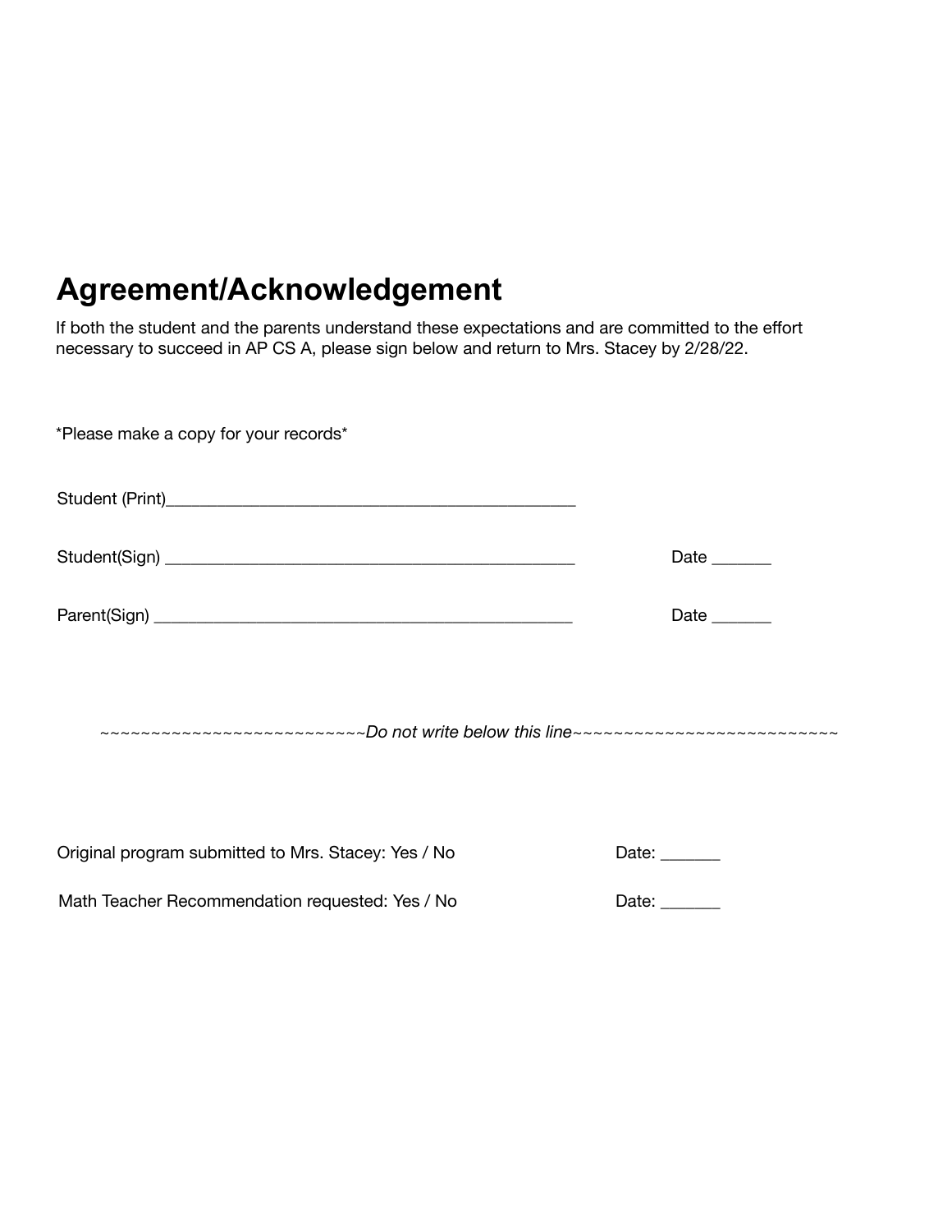# Agreement/Acknowledgement

If both the student and the parents understand these expectations and are committed to the effort necessary to succeed in AP CS A, please sign below and return to Mrs. Stacey by 2/28/22.

*Please make a copy for your records*

Student (Print)_______________________________________________

Student(Sign) _______________________________________________ Date _______

Parent(Sign) _______________________________________________ Date _______

*~~~~~~~~~~~~~~~~~~~~~~~~~~Do not write below this line~~~~~~~~~~~~~~~~~~~~~~~~~~*

Original program submitted to Mrs. Stacey: Yes / No Date: _______

Math Teacher Recommendation requested: Yes / No Date: _______